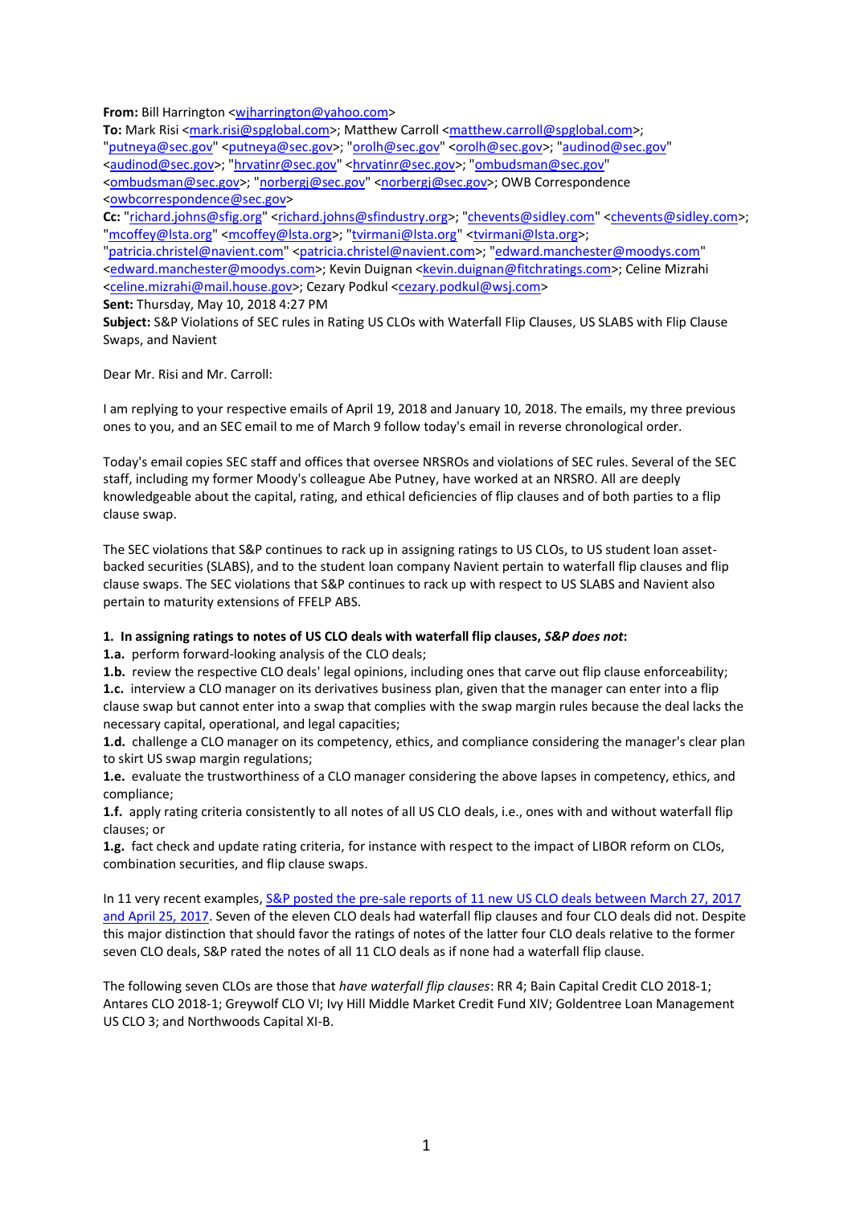**From:** Bill Harrington <wjharrington@yahoo.com>
**To:** Mark Risi <mark.risi@spglobal.com>; Matthew Carroll <matthew.carroll@spglobal.com>; "putneya@sec.gov" <putneya@sec.gov>; "orolh@sec.gov" <orolh@sec.gov>; "audinod@sec.gov" <audinod@sec.gov>; "hrvatinr@sec.gov" <hrvatinr@sec.gov>; "ombudsman@sec.gov" <ombudsman@sec.gov>; "norbergj@sec.gov" <norbergj@sec.gov>; OWB Correspondence <owbcorrespondence@sec.gov>
**Cc:** "richard.johns@sfig.org" <richard.johns@sfindustry.org>; "chevents@sidley.com" <chevents@sidley.com>; "mcoffey@lsta.org" <mcoffey@lsta.org>; "tvirmani@lsta.org" <tvirmani@lsta.org>; "patricia.christel@navient.com" <patricia.christel@navient.com>; "edward.manchester@moodys.com" <edward.manchester@moodys.com>; Kevin Duignan <kevin.duignan@fitchratings.com>; Celine Mizrahi <celine.mizrahi@mail.house.gov>; Cezary Podkul <cezary.podkul@wsj.com>
**Sent:** Thursday, May 10, 2018 4:27 PM
**Subject:** S&P Violations of SEC rules in Rating US CLOs with Waterfall Flip Clauses, US SLABS with Flip Clause Swaps, and Navient

Dear Mr. Risi and Mr. Carroll:

I am replying to your respective emails of April 19, 2018 and January 10, 2018. The emails, my three previous ones to you, and an SEC email to me of March 9 follow today's email in reverse chronological order.

Today's email copies SEC staff and offices that oversee NRSROs and violations of SEC rules. Several of the SEC staff, including my former Moody's colleague Abe Putney, have worked at an NRSRO. All are deeply knowledgeable about the capital, rating, and ethical deficiencies of flip clauses and of both parties to a flip clause swap.

The SEC violations that S&P continues to rack up in assigning ratings to US CLOs, to US student loan asset-backed securities (SLABS), and to the student loan company Navient pertain to waterfall flip clauses and flip clause swaps. The SEC violations that S&P continues to rack up with respect to US SLABS and Navient also pertain to maturity extensions of FFELP ABS.

**1. In assigning ratings to notes of US CLO deals with waterfall flip clauses, *S&P does not*:**

**1.a.** perform forward-looking analysis of the CLO deals;

**1.b.** review the respective CLO deals' legal opinions, including ones that carve out flip clause enforceability;

**1.c.** interview a CLO manager on its derivatives business plan, given that the manager can enter into a flip clause swap but cannot enter into a swap that complies with the swap margin rules because the deal lacks the necessary capital, operational, and legal capacities;

**1.d.** challenge a CLO manager on its competency, ethics, and compliance considering the manager's clear plan to skirt US swap margin regulations;

**1.e.** evaluate the trustworthiness of a CLO manager considering the above lapses in competency, ethics, and compliance;

**1.f.** apply rating criteria consistently to all notes of all US CLO deals, i.e., ones with and without waterfall flip clauses; or

**1.g.** fact check and update rating criteria, for instance with respect to the impact of LIBOR reform on CLOs, combination securities, and flip clause swaps.

In 11 very recent examples, S&P posted the pre-sale reports of 11 new US CLO deals between March 27, 2017 and April 25, 2017. Seven of the eleven CLO deals had waterfall flip clauses and four CLO deals did not. Despite this major distinction that should favor the ratings of notes of the latter four CLO deals relative to the former seven CLO deals, S&P rated the notes of all 11 CLO deals as if none had a waterfall flip clause.

The following seven CLOs are those that *have waterfall flip clauses*: RR 4; Bain Capital Credit CLO 2018-1; Antares CLO 2018-1; Greywolf CLO VI; Ivy Hill Middle Market Credit Fund XIV; Goldentree Loan Management US CLO 3; and Northwoods Capital XI-B.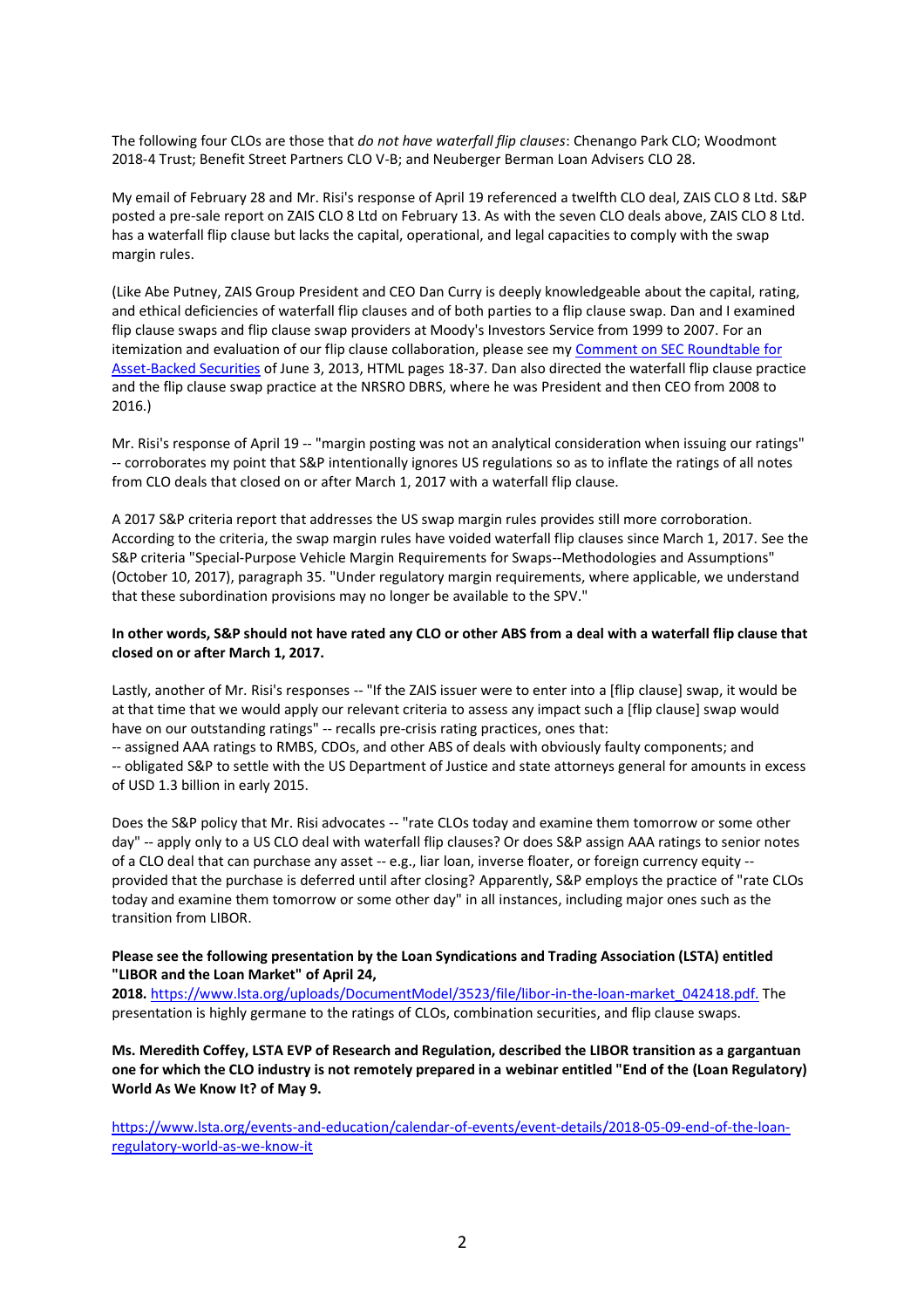The following four CLOs are those that *do not have waterfall flip clauses*: Chenango Park CLO; Woodmont 2018-4 Trust; Benefit Street Partners CLO V-B; and Neuberger Berman Loan Advisers CLO 28.

My email of February 28 and Mr. Risi's response of April 19 referenced a twelfth CLO deal, ZAIS CLO 8 Ltd. S&P posted a pre-sale report on ZAIS CLO 8 Ltd on February 13. As with the seven CLO deals above, ZAIS CLO 8 Ltd. has a waterfall flip clause but lacks the capital, operational, and legal capacities to comply with the swap margin rules.

(Like Abe Putney, ZAIS Group President and CEO Dan Curry is deeply knowledgeable about the capital, rating, and ethical deficiencies of waterfall flip clauses and of both parties to a flip clause swap. Dan and I examined flip clause swaps and flip clause swap providers at Moody's Investors Service from 1999 to 2007. For an itemization and evaluation of our flip clause collaboration, please see my [Comment on SEC Roundtable for Asset-Backed Securities]() of June 3, 2013, HTML pages 18-37. Dan also directed the waterfall flip clause practice and the flip clause swap practice at the NRSRO DBRS, where he was President and then CEO from 2008 to 2016.)

Mr. Risi's response of April 19 -- "margin posting was not an analytical consideration when issuing our ratings" -- corroborates my point that S&P intentionally ignores US regulations so as to inflate the ratings of all notes from CLO deals that closed on or after March 1, 2017 with a waterfall flip clause.

A 2017 S&P criteria report that addresses the US swap margin rules provides still more corroboration. According to the criteria, the swap margin rules have voided waterfall flip clauses since March 1, 2017. See the S&P criteria "Special-Purpose Vehicle Margin Requirements for Swaps--Methodologies and Assumptions" (October 10, 2017), paragraph 35. "Under regulatory margin requirements, where applicable, we understand that these subordination provisions may no longer be available to the SPV."

**In other words, S&P should not have rated any CLO or other ABS from a deal with a waterfall flip clause that closed on or after March 1, 2017.**

Lastly, another of Mr. Risi's responses -- "If the ZAIS issuer were to enter into a [flip clause] swap, it would be at that time that we would apply our relevant criteria to assess any impact such a [flip clause] swap would have on our outstanding ratings" -- recalls pre-crisis rating practices, ones that:
-- assigned AAA ratings to RMBS, CDOs, and other ABS of deals with obviously faulty components; and
-- obligated S&P to settle with the US Department of Justice and state attorneys general for amounts in excess of USD 1.3 billion in early 2015.

Does the S&P policy that Mr. Risi advocates -- "rate CLOs today and examine them tomorrow or some other day" -- apply only to a US CLO deal with waterfall flip clauses? Or does S&P assign AAA ratings to senior notes of a CLO deal that can purchase any asset -- e.g., liar loan, inverse floater, or foreign currency equity -- provided that the purchase is deferred until after closing? Apparently, S&P employs the practice of "rate CLOs today and examine them tomorrow or some other day" in all instances, including major ones such as the transition from LIBOR.

**Please see the following presentation by the Loan Syndications and Trading Association (LSTA) entitled "LIBOR and the Loan Market" of April 24, 2018.** https://www.lsta.org/uploads/DocumentModel/3523/file/libor-in-the-loan-market_042418.pdf. The presentation is highly germane to the ratings of CLOs, combination securities, and flip clause swaps.

**Ms. Meredith Coffey, LSTA EVP of Research and Regulation, described the LIBOR transition as a gargantuan one for which the CLO industry is not remotely prepared in a webinar entitled "End of the (Loan Regulatory) World As We Know It? of May 9.**

https://www.lsta.org/events-and-education/calendar-of-events/event-details/2018-05-09-end-of-the-loan-regulatory-world-as-we-know-it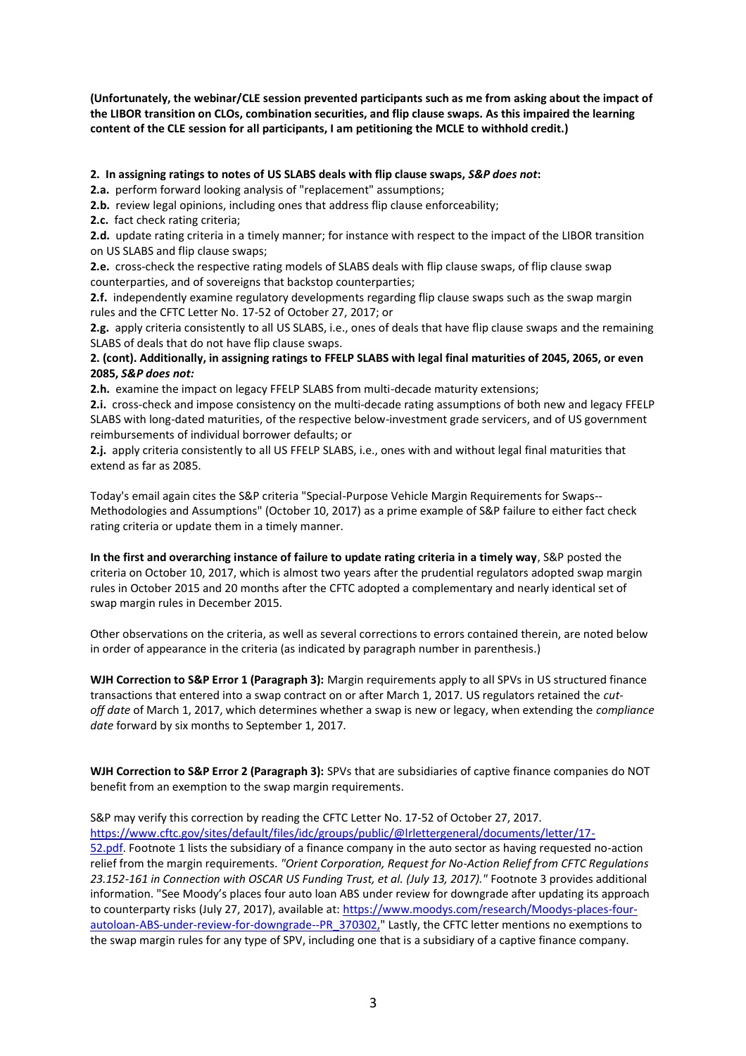**(Unfortunately, the webinar/CLE session prevented participants such as me from asking about the impact of the LIBOR transition on CLOs, combination securities, and flip clause swaps. As this impaired the learning content of the CLE session for all participants, I am petitioning the MCLE to withhold credit.)**

**2. In assigning ratings to notes of US SLABS deals with flip clause swaps, *S&P does not*:**

**2.a.** perform forward looking analysis of "replacement" assumptions;

**2.b.** review legal opinions, including ones that address flip clause enforceability;

**2.c.** fact check rating criteria;

**2.d.** update rating criteria in a timely manner; for instance with respect to the impact of the LIBOR transition on US SLABS and flip clause swaps;

**2.e.** cross-check the respective rating models of SLABS deals with flip clause swaps, of flip clause swap counterparties, and of sovereigns that backstop counterparties;

**2.f.** independently examine regulatory developments regarding flip clause swaps such as the swap margin rules and the CFTC Letter No. 17-52 of October 27, 2017; or

**2.g.** apply criteria consistently to all US SLABS, i.e., ones of deals that have flip clause swaps and the remaining SLABS of deals that do not have flip clause swaps.

**2. (cont). Additionally, in assigning ratings to FFELP SLABS with legal final maturities of 2045, 2065, or even 2085, *S&P does not:***

**2.h.** examine the impact on legacy FFELP SLABS from multi-decade maturity extensions;

**2.i.** cross-check and impose consistency on the multi-decade rating assumptions of both new and legacy FFELP SLABS with long-dated maturities, of the respective below-investment grade servicers, and of US government reimbursements of individual borrower defaults; or

**2.j.** apply criteria consistently to all US FFELP SLABS, i.e., ones with and without legal final maturities that extend as far as 2085.

Today's email again cites the S&P criteria "Special-Purpose Vehicle Margin Requirements for Swaps--Methodologies and Assumptions" (October 10, 2017) as a prime example of S&P failure to either fact check rating criteria or update them in a timely manner.

**In the first and overarching instance of failure to update rating criteria in a timely way**, S&P posted the criteria on October 10, 2017, which is almost two years after the prudential regulators adopted swap margin rules in October 2015 and 20 months after the CFTC adopted a complementary and nearly identical set of swap margin rules in December 2015.

Other observations on the criteria, as well as several corrections to errors contained therein, are noted below in order of appearance in the criteria (as indicated by paragraph number in parenthesis.)

**WJH Correction to S&P Error 1 (Paragraph 3):** Margin requirements apply to all SPVs in US structured finance transactions that entered into a swap contract on or after March 1, 2017. US regulators retained the *cut-off date* of March 1, 2017, which determines whether a swap is new or legacy, when extending the *compliance date* forward by six months to September 1, 2017.

**WJH Correction to S&P Error 2 (Paragraph 3):** SPVs that are subsidiaries of captive finance companies do NOT benefit from an exemption to the swap margin requirements.

S&P may verify this correction by reading the CFTC Letter No. 17-52 of October 27, 2017. https://www.cftc.gov/sites/default/files/idc/groups/public/@lrlettergeneral/documents/letter/17-52.pdf. Footnote 1 lists the subsidiary of a finance company in the auto sector as having requested no-action relief from the margin requirements. *"Orient Corporation, Request for No-Action Relief from CFTC Regulations 23.152-161 in Connection with OSCAR US Funding Trust, et al. (July 13, 2017)."* Footnote 3 provides additional information. "See Moody's places four auto loan ABS under review for downgrade after updating its approach to counterparty risks (July 27, 2017), available at: https://www.moodys.com/research/Moodys-places-four-autoloan-ABS-under-review-for-downgrade--PR_370302," Lastly, the CFTC letter mentions no exemptions to the swap margin rules for any type of SPV, including one that is a subsidiary of a captive finance company.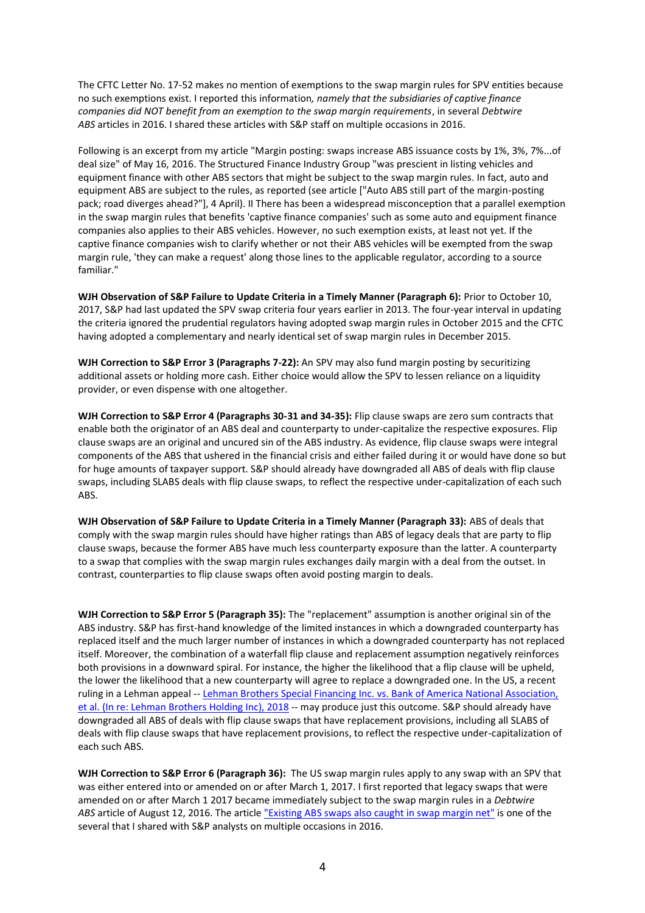The CFTC Letter No. 17-52 makes no mention of exemptions to the swap margin rules for SPV entities because no such exemptions exist. I reported this information*, namely that the subsidiaries of captive finance companies did NOT benefit from an exemption to the swap margin requirements*, in several *Debtwire ABS* articles in 2016. I shared these articles with S&P staff on multiple occasions in 2016.

Following is an excerpt from my article "Margin posting: swaps increase ABS issuance costs by 1%, 3%, 7%...of deal size" of May 16, 2016. The Structured Finance Industry Group "was prescient in listing vehicles and equipment finance with other ABS sectors that might be subject to the swap margin rules. In fact, auto and equipment ABS are subject to the rules, as reported (see article ["Auto ABS still part of the margin-posting pack; road diverges ahead?"], 4 April). II There has been a widespread misconception that a parallel exemption in the swap margin rules that benefits 'captive finance companies' such as some auto and equipment finance companies also applies to their ABS vehicles. However, no such exemption exists, at least not yet. If the captive finance companies wish to clarify whether or not their ABS vehicles will be exempted from the swap margin rule, 'they can make a request' along those lines to the applicable regulator, according to a source familiar."

**WJH Observation of S&P Failure to Update Criteria in a Timely Manner (Paragraph 6):** Prior to October 10, 2017, S&P had last updated the SPV swap criteria four years earlier in 2013. The four-year interval in updating the criteria ignored the prudential regulators having adopted swap margin rules in October 2015 and the CFTC having adopted a complementary and nearly identical set of swap margin rules in December 2015.

**WJH Correction to S&P Error 3 (Paragraphs 7-22):** An SPV may also fund margin posting by securitizing additional assets or holding more cash. Either choice would allow the SPV to lessen reliance on a liquidity provider, or even dispense with one altogether.

**WJH Correction to S&P Error 4 (Paragraphs 30-31 and 34-35):** Flip clause swaps are zero sum contracts that enable both the originator of an ABS deal and counterparty to under-capitalize the respective exposures. Flip clause swaps are an original and uncured sin of the ABS industry. As evidence, flip clause swaps were integral components of the ABS that ushered in the financial crisis and either failed during it or would have done so but for huge amounts of taxpayer support. S&P should already have downgraded all ABS of deals with flip clause swaps, including SLABS deals with flip clause swaps, to reflect the respective under-capitalization of each such ABS.

**WJH Observation of S&P Failure to Update Criteria in a Timely Manner (Paragraph 33):** ABS of deals that comply with the swap margin rules should have higher ratings than ABS of legacy deals that are party to flip clause swaps, because the former ABS have much less counterparty exposure than the latter. A counterparty to a swap that complies with the swap margin rules exchanges daily margin with a deal from the outset. In contrast, counterparties to flip clause swaps often avoid posting margin to deals.

**WJH Correction to S&P Error 5 (Paragraph 35):** The "replacement" assumption is another original sin of the ABS industry. S&P has first-hand knowledge of the limited instances in which a downgraded counterparty has replaced itself and the much larger number of instances in which a downgraded counterparty has not replaced itself. Moreover, the combination of a waterfall flip clause and replacement assumption negatively reinforces both provisions in a downward spiral. For instance, the higher the likelihood that a flip clause will be upheld, the lower the likelihood that a new counterparty will agree to replace a downgraded one. In the US, a recent ruling in a Lehman appeal -- Lehman Brothers Special Financing Inc. vs. Bank of America National Association, et al. (In re: Lehman Brothers Holding Inc), 2018 -- may produce just this outcome. S&P should already have downgraded all ABS of deals with flip clause swaps that have replacement provisions, including all SLABS of deals with flip clause swaps that have replacement provisions, to reflect the respective under-capitalization of each such ABS.

**WJH Correction to S&P Error 6 (Paragraph 36):** The US swap margin rules apply to any swap with an SPV that was either entered into or amended on or after March 1, 2017. I first reported that legacy swaps that were amended on or after March 1 2017 became immediately subject to the swap margin rules in a *Debtwire ABS* article of August 12, 2016. The article "Existing ABS swaps also caught in swap margin net" is one of the several that I shared with S&P analysts on multiple occasions in 2016.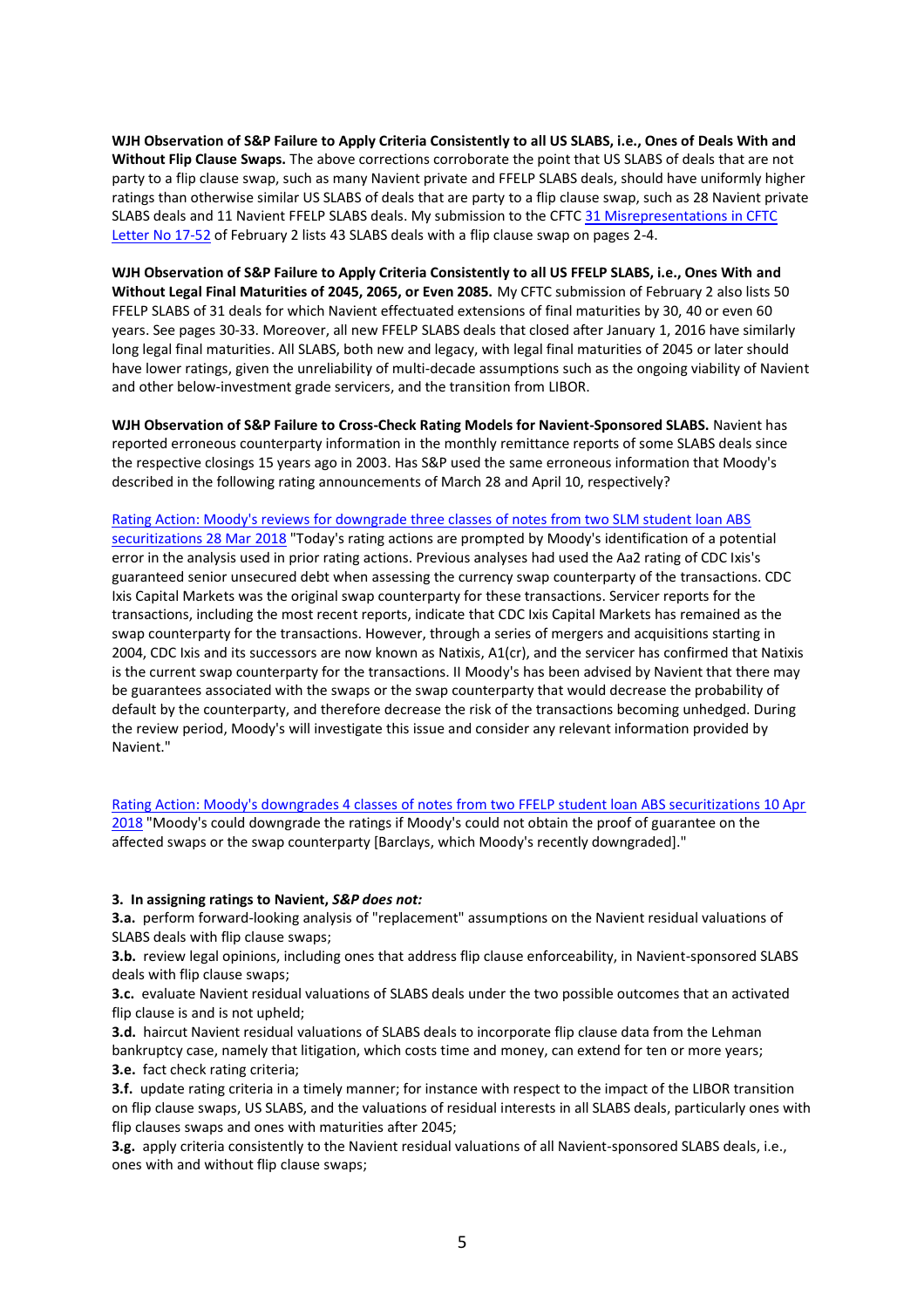**WJH Observation of S&P Failure to Apply Criteria Consistently to all US SLABS, i.e., Ones of Deals With and Without Flip Clause Swaps.** The above corrections corroborate the point that US SLABS of deals that are not party to a flip clause swap, such as many Navient private and FFELP SLABS deals, should have uniformly higher ratings than otherwise similar US SLABS of deals that are party to a flip clause swap, such as 28 Navient private SLABS deals and 11 Navient FFELP SLABS deals. My submission to the CFTC 31 Misrepresentations in CFTC Letter No 17-52 of February 2 lists 43 SLABS deals with a flip clause swap on pages 2-4.

**WJH Observation of S&P Failure to Apply Criteria Consistently to all US FFELP SLABS, i.e., Ones With and Without Legal Final Maturities of 2045, 2065, or Even 2085.** My CFTC submission of February 2 also lists 50 FFELP SLABS of 31 deals for which Navient effectuated extensions of final maturities by 30, 40 or even 60 years. See pages 30-33. Moreover, all new FFELP SLABS deals that closed after January 1, 2016 have similarly long legal final maturities. All SLABS, both new and legacy, with legal final maturities of 2045 or later should have lower ratings, given the unreliability of multi-decade assumptions such as the ongoing viability of Navient and other below-investment grade servicers, and the transition from LIBOR.

**WJH Observation of S&P Failure to Cross-Check Rating Models for Navient-Sponsored SLABS.** Navient has reported erroneous counterparty information in the monthly remittance reports of some SLABS deals since the respective closings 15 years ago in 2003. Has S&P used the same erroneous information that Moody's described in the following rating announcements of March 28 and April 10, respectively?

Rating Action: Moody's reviews for downgrade three classes of notes from two SLM student loan ABS securitizations 28 Mar 2018 "Today's rating actions are prompted by Moody's identification of a potential error in the analysis used in prior rating actions. Previous analyses had used the Aa2 rating of CDC Ixis's guaranteed senior unsecured debt when assessing the currency swap counterparty of the transactions. CDC Ixis Capital Markets was the original swap counterparty for these transactions. Servicer reports for the transactions, including the most recent reports, indicate that CDC Ixis Capital Markets has remained as the swap counterparty for the transactions. However, through a series of mergers and acquisitions starting in 2004, CDC Ixis and its successors are now known as Natixis, A1(cr), and the servicer has confirmed that Natixis is the current swap counterparty for the transactions. II Moody's has been advised by Navient that there may be guarantees associated with the swaps or the swap counterparty that would decrease the probability of default by the counterparty, and therefore decrease the risk of the transactions becoming unhedged. During the review period, Moody's will investigate this issue and consider any relevant information provided by Navient."

Rating Action: Moody's downgrades 4 classes of notes from two FFELP student loan ABS securitizations 10 Apr 2018 "Moody's could downgrade the ratings if Moody's could not obtain the proof of guarantee on the affected swaps or the swap counterparty [Barclays, which Moody's recently downgraded]."

**3. In assigning ratings to Navient, *S&P does not:***

**3.a.** perform forward-looking analysis of "replacement" assumptions on the Navient residual valuations of SLABS deals with flip clause swaps;

**3.b.** review legal opinions, including ones that address flip clause enforceability, in Navient-sponsored SLABS deals with flip clause swaps;

**3.c.** evaluate Navient residual valuations of SLABS deals under the two possible outcomes that an activated flip clause is and is not upheld;

**3.d.** haircut Navient residual valuations of SLABS deals to incorporate flip clause data from the Lehman bankruptcy case, namely that litigation, which costs time and money, can extend for ten or more years;

**3.e.** fact check rating criteria;

**3.f.** update rating criteria in a timely manner; for instance with respect to the impact of the LIBOR transition on flip clause swaps, US SLABS, and the valuations of residual interests in all SLABS deals, particularly ones with flip clauses swaps and ones with maturities after 2045;

**3.g.** apply criteria consistently to the Navient residual valuations of all Navient-sponsored SLABS deals, i.e., ones with and without flip clause swaps;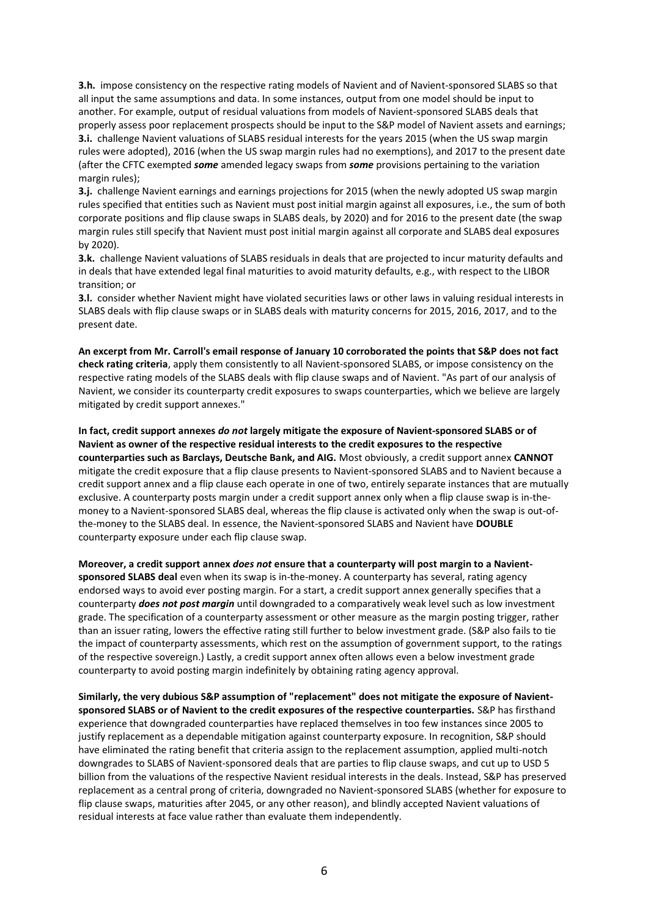**3.h.** impose consistency on the respective rating models of Navient and of Navient-sponsored SLABS so that all input the same assumptions and data. In some instances, output from one model should be input to another. For example, output of residual valuations from models of Navient-sponsored SLABS deals that properly assess poor replacement prospects should be input to the S&P model of Navient assets and earnings;

**3.i.** challenge Navient valuations of SLABS residual interests for the years 2015 (when the US swap margin rules were adopted), 2016 (when the US swap margin rules had no exemptions), and 2017 to the present date (after the CFTC exempted ***some*** amended legacy swaps from ***some*** provisions pertaining to the variation margin rules);

**3.j.** challenge Navient earnings and earnings projections for 2015 (when the newly adopted US swap margin rules specified that entities such as Navient must post initial margin against all exposures, i.e., the sum of both corporate positions and flip clause swaps in SLABS deals, by 2020) and for 2016 to the present date (the swap margin rules still specify that Navient must post initial margin against all corporate and SLABS deal exposures by 2020).

**3.k.** challenge Navient valuations of SLABS residuals in deals that are projected to incur maturity defaults and in deals that have extended legal final maturities to avoid maturity defaults, e.g., with respect to the LIBOR transition; or

**3.l.** consider whether Navient might have violated securities laws or other laws in valuing residual interests in SLABS deals with flip clause swaps or in SLABS deals with maturity concerns for 2015, 2016, 2017, and to the present date.

**An excerpt from Mr. Carroll's email response of January 10 corroborated the points that S&P does not fact check rating criteria**, apply them consistently to all Navient-sponsored SLABS, or impose consistency on the respective rating models of the SLABS deals with flip clause swaps and of Navient. "As part of our analysis of Navient, we consider its counterparty credit exposures to swaps counterparties, which we believe are largely mitigated by credit support annexes."

**In fact, credit support annexes *do not* largely mitigate the exposure of Navient-sponsored SLABS or of Navient as owner of the respective residual interests to the credit exposures to the respective counterparties such as Barclays, Deutsche Bank, and AIG.** Most obviously, a credit support annex **CANNOT** mitigate the credit exposure that a flip clause presents to Navient-sponsored SLABS and to Navient because a credit support annex and a flip clause each operate in one of two, entirely separate instances that are mutually exclusive. A counterparty posts margin under a credit support annex only when a flip clause swap is in-the-money to a Navient-sponsored SLABS deal, whereas the flip clause is activated only when the swap is out-of-the-money to the SLABS deal. In essence, the Navient-sponsored SLABS and Navient have **DOUBLE** counterparty exposure under each flip clause swap.

**Moreover, a credit support annex *does not* ensure that a counterparty will post margin to a Navient-sponsored SLABS deal** even when its swap is in-the-money. A counterparty has several, rating agency endorsed ways to avoid ever posting margin. For a start, a credit support annex generally specifies that a counterparty ***does not post margin*** until downgraded to a comparatively weak level such as low investment grade. The specification of a counterparty assessment or other measure as the margin posting trigger, rather than an issuer rating, lowers the effective rating still further to below investment grade. (S&P also fails to tie the impact of counterparty assessments, which rest on the assumption of government support, to the ratings of the respective sovereign.) Lastly, a credit support annex often allows even a below investment grade counterparty to avoid posting margin indefinitely by obtaining rating agency approval.

**Similarly, the very dubious S&P assumption of "replacement" does not mitigate the exposure of Navient-sponsored SLABS or of Navient to the credit exposures of the respective counterparties.** S&P has firsthand experience that downgraded counterparties have replaced themselves in too few instances since 2005 to justify replacement as a dependable mitigation against counterparty exposure. In recognition, S&P should have eliminated the rating benefit that criteria assign to the replacement assumption, applied multi-notch downgrades to SLABS of Navient-sponsored deals that are parties to flip clause swaps, and cut up to USD 5 billion from the valuations of the respective Navient residual interests in the deals. Instead, S&P has preserved replacement as a central prong of criteria, downgraded no Navient-sponsored SLABS (whether for exposure to flip clause swaps, maturities after 2045, or any other reason), and blindly accepted Navient valuations of residual interests at face value rather than evaluate them independently.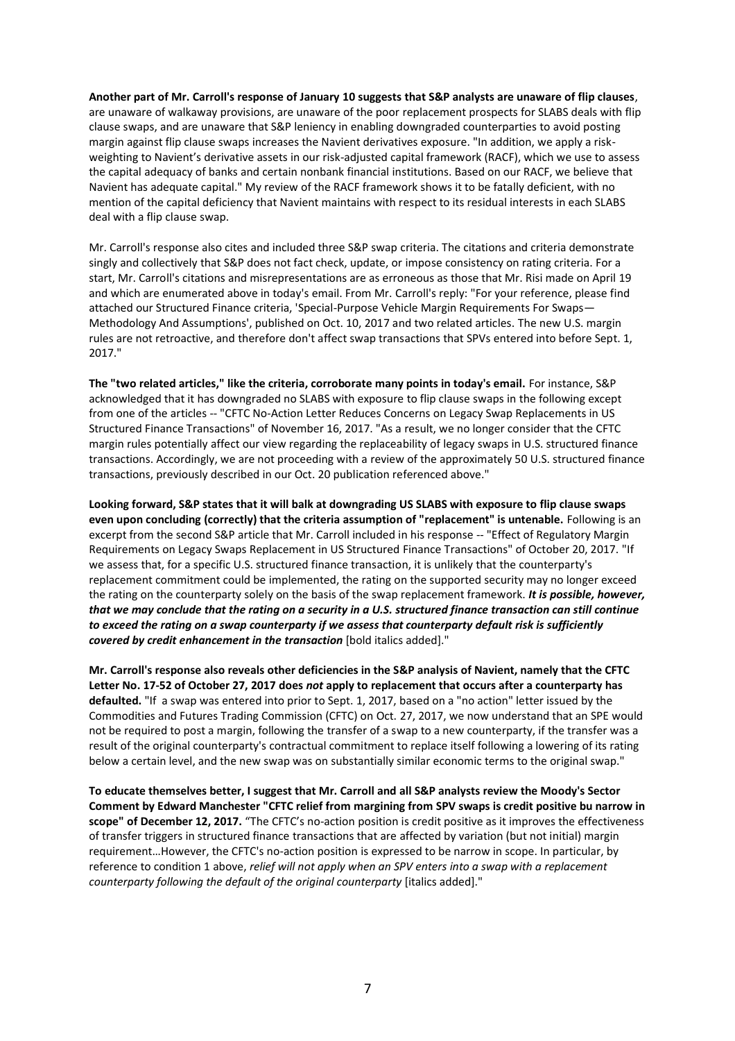**Another part of Mr. Carroll's response of January 10 suggests that S&P analysts are unaware of flip clauses**, are unaware of walkaway provisions, are unaware of the poor replacement prospects for SLABS deals with flip clause swaps, and are unaware that S&P leniency in enabling downgraded counterparties to avoid posting margin against flip clause swaps increases the Navient derivatives exposure. "In addition, we apply a risk-weighting to Navient's derivative assets in our risk-adjusted capital framework (RACF), which we use to assess the capital adequacy of banks and certain nonbank financial institutions. Based on our RACF, we believe that Navient has adequate capital." My review of the RACF framework shows it to be fatally deficient, with no mention of the capital deficiency that Navient maintains with respect to its residual interests in each SLABS deal with a flip clause swap.

Mr. Carroll's response also cites and included three S&P swap criteria. The citations and criteria demonstrate singly and collectively that S&P does not fact check, update, or impose consistency on rating criteria. For a start, Mr. Carroll's citations and misrepresentations are as erroneous as those that Mr. Risi made on April 19 and which are enumerated above in today's email. From Mr. Carroll's reply: "For your reference, please find attached our Structured Finance criteria, 'Special-Purpose Vehicle Margin Requirements For Swaps—Methodology And Assumptions', published on Oct. 10, 2017 and two related articles. The new U.S. margin rules are not retroactive, and therefore don't affect swap transactions that SPVs entered into before Sept. 1, 2017."

**The "two related articles," like the criteria, corroborate many points in today's email.** For instance, S&P acknowledged that it has downgraded no SLABS with exposure to flip clause swaps in the following except from one of the articles -- "CFTC No-Action Letter Reduces Concerns on Legacy Swap Replacements in US Structured Finance Transactions" of November 16, 2017. "As a result, we no longer consider that the CFTC margin rules potentially affect our view regarding the replaceability of legacy swaps in U.S. structured finance transactions. Accordingly, we are not proceeding with a review of the approximately 50 U.S. structured finance transactions, previously described in our Oct. 20 publication referenced above."

**Looking forward, S&P states that it will balk at downgrading US SLABS with exposure to flip clause swaps even upon concluding (correctly) that the criteria assumption of "replacement" is untenable.** Following is an excerpt from the second S&P article that Mr. Carroll included in his response -- "Effect of Regulatory Margin Requirements on Legacy Swaps Replacement in US Structured Finance Transactions" of October 20, 2017. "If we assess that, for a specific U.S. structured finance transaction, it is unlikely that the counterparty's replacement commitment could be implemented, the rating on the supported security may no longer exceed the rating on the counterparty solely on the basis of the swap replacement framework. ***It is possible, however, that we may conclude that the rating on a security in a U.S. structured finance transaction can still continue to exceed the rating on a swap counterparty if we assess that counterparty default risk is sufficiently covered by credit enhancement in the transaction*** [bold italics added]."

**Mr. Carroll's response also reveals other deficiencies in the S&P analysis of Navient, namely that the CFTC Letter No. 17-52 of October 27, 2017 does *not* apply to replacement that occurs after a counterparty has defaulted.** "If a swap was entered into prior to Sept. 1, 2017, based on a "no action" letter issued by the Commodities and Futures Trading Commission (CFTC) on Oct. 27, 2017, we now understand that an SPE would not be required to post a margin, following the transfer of a swap to a new counterparty, if the transfer was a result of the original counterparty's contractual commitment to replace itself following a lowering of its rating below a certain level, and the new swap was on substantially similar economic terms to the original swap."

**To educate themselves better, I suggest that Mr. Carroll and all S&P analysts review the Moody's Sector Comment by Edward Manchester "CFTC relief from margining from SPV swaps is credit positive bu narrow in scope" of December 12, 2017.** "The CFTC's no-action position is credit positive as it improves the effectiveness of transfer triggers in structured finance transactions that are affected by variation (but not initial) margin requirement…However, the CFTC's no-action position is expressed to be narrow in scope. In particular, by reference to condition 1 above, *relief will not apply when an SPV enters into a swap with a replacement counterparty following the default of the original counterparty* [italics added]."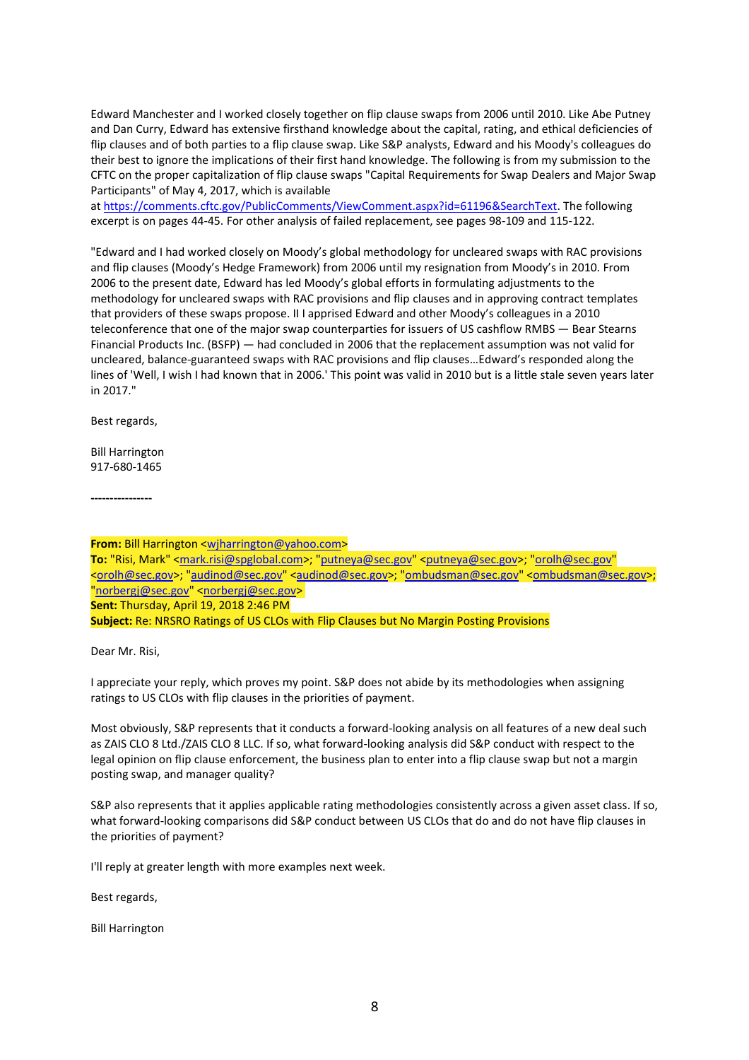Edward Manchester and I worked closely together on flip clause swaps from 2006 until 2010. Like Abe Putney and Dan Curry, Edward has extensive firsthand knowledge about the capital, rating, and ethical deficiencies of flip clauses and of both parties to a flip clause swap. Like S&P analysts, Edward and his Moody's colleagues do their best to ignore the implications of their first hand knowledge. The following is from my submission to the CFTC on the proper capitalization of flip clause swaps "Capital Requirements for Swap Dealers and Major Swap Participants" of May 4, 2017, which is available at https://comments.cftc.gov/PublicComments/ViewComment.aspx?id=61196&SearchText. The following excerpt is on pages 44-45. For other analysis of failed replacement, see pages 98-109 and 115-122.

"Edward and I had worked closely on Moody's global methodology for uncleared swaps with RAC provisions and flip clauses (Moody's Hedge Framework) from 2006 until my resignation from Moody's in 2010. From 2006 to the present date, Edward has led Moody's global efforts in formulating adjustments to the methodology for uncleared swaps with RAC provisions and flip clauses and in approving contract templates that providers of these swaps propose. II I apprised Edward and other Moody's colleagues in a 2010 teleconference that one of the major swap counterparties for issuers of US cashflow RMBS — Bear Stearns Financial Products Inc. (BSFP) — had concluded in 2006 that the replacement assumption was not valid for uncleared, balance-guaranteed swaps with RAC provisions and flip clauses…Edward's responded along the lines of 'Well, I wish I had known that in 2006.' This point was valid in 2010 but is a little stale seven years later in 2017."

Best regards,

Bill Harrington
917-680-1465

----------------

**From:** Bill Harrington <wjharrington@yahoo.com>
**To:** "Risi, Mark" <mark.risi@spglobal.com>; "putneya@sec.gov" <putneya@sec.gov>; "orolh@sec.gov" <orolh@sec.gov>; "audinod@sec.gov" <audinod@sec.gov>; "ombudsman@sec.gov" <ombudsman@sec.gov>; "norbergj@sec.gov" <norbergj@sec.gov>
**Sent:** Thursday, April 19, 2018 2:46 PM
**Subject:** Re: NRSRO Ratings of US CLOs with Flip Clauses but No Margin Posting Provisions

Dear Mr. Risi,

I appreciate your reply, which proves my point. S&P does not abide by its methodologies when assigning ratings to US CLOs with flip clauses in the priorities of payment.

Most obviously, S&P represents that it conducts a forward-looking analysis on all features of a new deal such as ZAIS CLO 8 Ltd./ZAIS CLO 8 LLC. If so, what forward-looking analysis did S&P conduct with respect to the legal opinion on flip clause enforcement, the business plan to enter into a flip clause swap but not a margin posting swap, and manager quality?

S&P also represents that it applies applicable rating methodologies consistently across a given asset class. If so, what forward-looking comparisons did S&P conduct between US CLOs that do and do not have flip clauses in the priorities of payment?

I'll reply at greater length with more examples next week.

Best regards,

Bill Harrington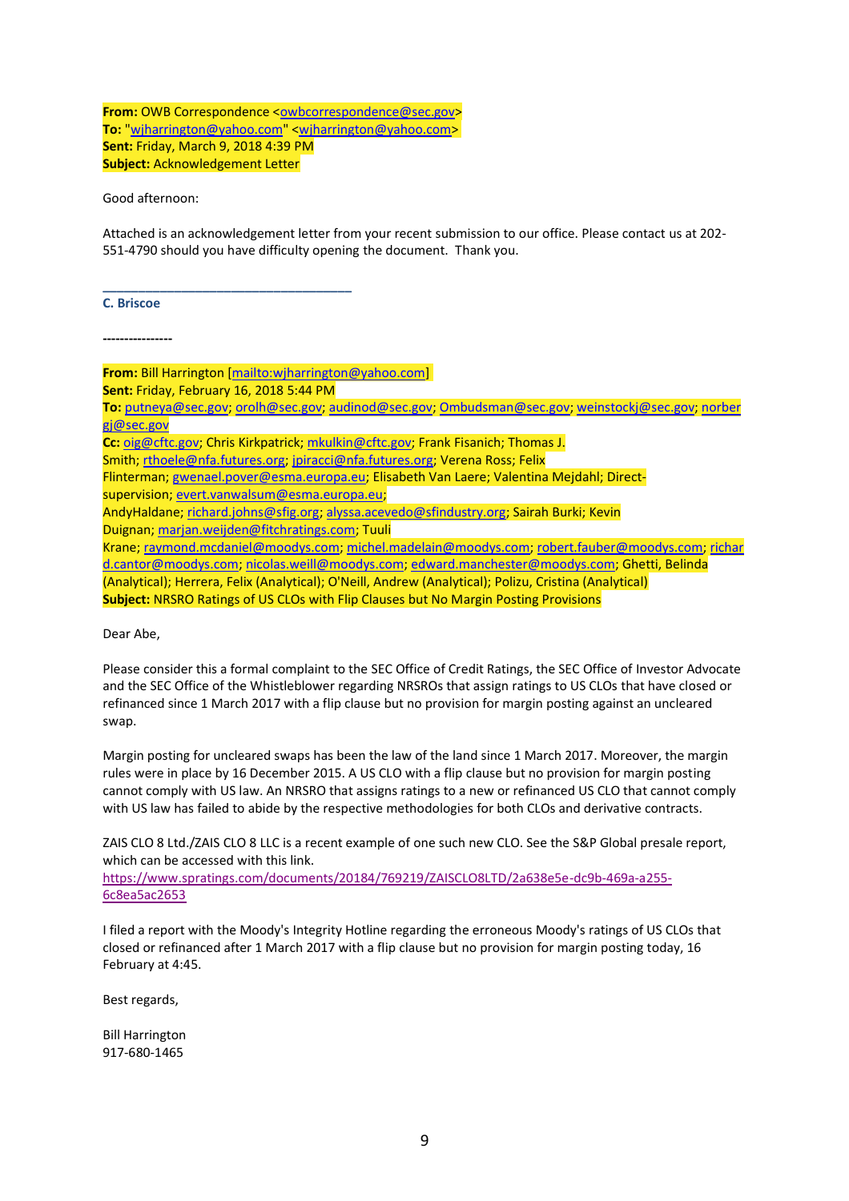**From:** OWB Correspondence <owbcorrespondence@sec.gov>
**To:** "wjharrington@yahoo.com" <wjharrington@yahoo.com>
**Sent:** Friday, March 9, 2018 4:39 PM
**Subject:** Acknowledgement Letter

Good afternoon:

Attached is an acknowledgement letter from your recent submission to our office. Please contact us at 202-551-4790 should you have difficulty opening the document. Thank you.

_______________________________________

**C. Briscoe**

**----------------**

**From:** Bill Harrington [mailto:wjharrington@yahoo.com]
**Sent:** Friday, February 16, 2018 5:44 PM
**To:** putneya@sec.gov; orolh@sec.gov; audinod@sec.gov; Ombudsman@sec.gov; weinstockj@sec.gov; norbergj@sec.gov
**Cc:** oig@cftc.gov; Chris Kirkpatrick; mkulkin@cftc.gov; Frank Fisanich; Thomas J. Smith; rthoele@nfa.futures.org; jpiracci@nfa.futures.org; Verena Ross; Felix Flinterman; gwenael.pover@esma.europa.eu; Elisabeth Van Laere; Valentina Mejdahl; Direct-supervision; evert.vanwalsum@esma.europa.eu; AndyHaldane; richard.johns@sfig.org; alyssa.acevedo@sfindustry.org; Sairah Burki; Kevin Duignan; marjan.weijden@fitchratings.com; Tuuli Krane; raymond.mcdaniel@moodys.com; michel.madelain@moodys.com; robert.fauber@moodys.com; richard.cantor@moodys.com; nicolas.weill@moodys.com; edward.manchester@moodys.com; Ghetti, Belinda (Analytical); Herrera, Felix (Analytical); O'Neill, Andrew (Analytical); Polizu, Cristina (Analytical)
**Subject:** NRSRO Ratings of US CLOs with Flip Clauses but No Margin Posting Provisions

Dear Abe,

Please consider this a formal complaint to the SEC Office of Credit Ratings, the SEC Office of Investor Advocate and the SEC Office of the Whistleblower regarding NRSROs that assign ratings to US CLOs that have closed or refinanced since 1 March 2017 with a flip clause but no provision for margin posting against an uncleared swap.

Margin posting for uncleared swaps has been the law of the land since 1 March 2017. Moreover, the margin rules were in place by 16 December 2015. A US CLO with a flip clause but no provision for margin posting cannot comply with US law. An NRSRO that assigns ratings to a new or refinanced US CLO that cannot comply with US law has failed to abide by the respective methodologies for both CLOs and derivative contracts.

ZAIS CLO 8 Ltd./ZAIS CLO 8 LLC is a recent example of one such new CLO. See the S&P Global presale report, which can be accessed with this link.
https://www.spratings.com/documents/20184/769219/ZAISCLO8LTD/2a638e5e-dc9b-469a-a255-6c8ea5ac2653

I filed a report with the Moody's Integrity Hotline regarding the erroneous Moody's ratings of US CLOs that closed or refinanced after 1 March 2017 with a flip clause but no provision for margin posting today, 16 February at 4:45.

Best regards,

Bill Harrington
917-680-1465